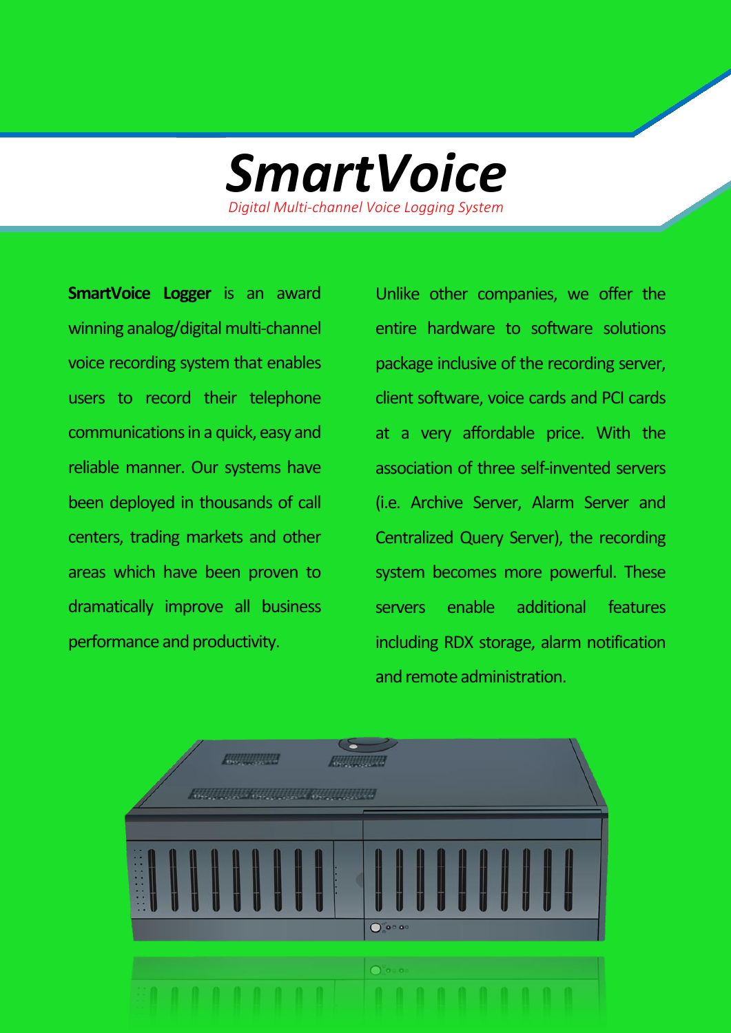# SmartVoice

*Digital Multi-channel Voice Logging System*

**SmartVoice Logger** is an award winning analog/digital multi-channel voice recording system that enables users to record their telephone communications in a quick, easy and reliable manner. Our systems have been deployed in thousands of call centers, trading markets and other areas which have been proven to dramatically improve all business performance and productivity.

Unlike other companies, we offer the entire hardware to software solutions package inclusive of the recording server, client software, voice cards and PCI cards at a very affordable price. With the association of three self-invented servers (i.e. Archive Server, Alarm Server and Centralized Query Server), the recording system becomes more powerful. These servers enable additional features including RDX storage, alarm notification and remote administration.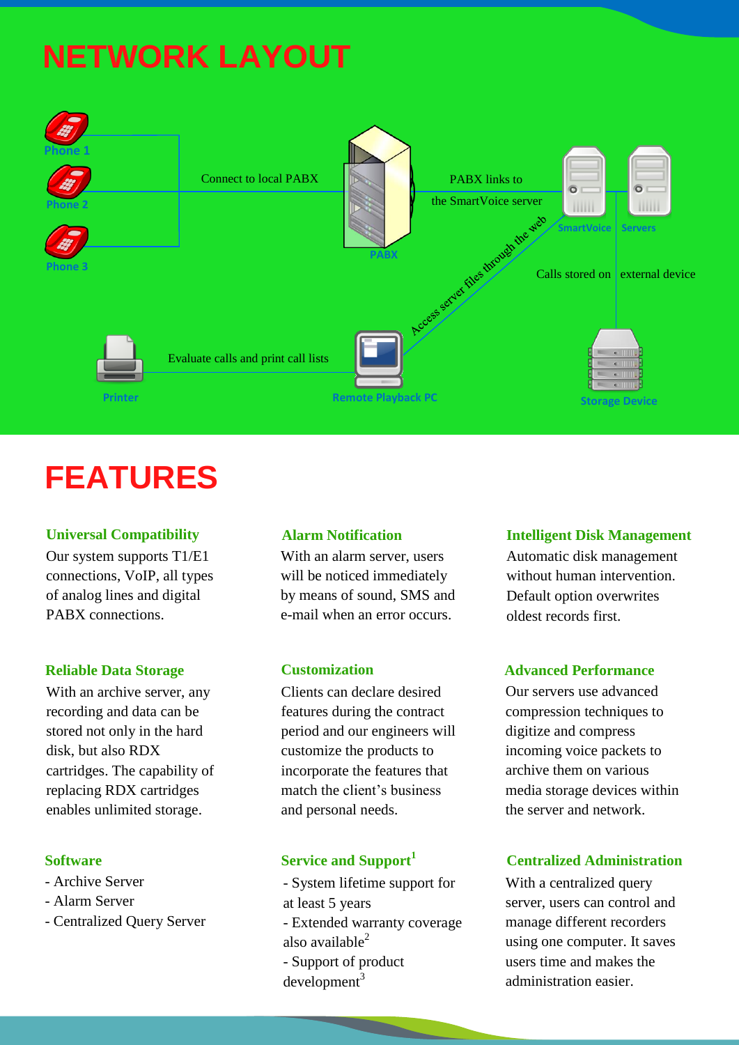# NETWORK LAYOUT

Phone 1

Phone 2

Phone 3

Connect to local PABX

PABX

PABX links to the SmartVoice server

SmartVoice

Servers

Calls stored on external device

Access server files through the web

Printer

Evaluate calls and print call lists

Remote Playback PC

Storage Device

# FEATURES

### Universal Compatibility

Our system supports T1/E1 connections, VoIP, all types of analog lines and digital PABX connections.

### Alarm Notification

With an alarm server, users will be noticed immediately by means of sound, SMS and e-mail when an error occurs.

### Intelligent Disk Management

Automatic disk management without human intervention. Default option overwrites oldest records first.

### Reliable Data Storage

With an archive server, any recording and data can be stored not only in the hard disk, but also RDX cartridges. The capability of replacing RDX cartridges enables unlimited storage.

### Customization

Clients can declare desired features during the contract period and our engineers will customize the products to incorporate the features that match the client's business and personal needs.

### Advanced Performance

Our servers use advanced compression techniques to digitize and compress incoming voice packets to archive them on various media storage devices within the server and network.

### Software

- Archive Server
- Alarm Server
- Centralized Query Server

### Service and Support[1]

- System lifetime support for at least 5 years
- Extended warranty coverage also available[2]
- Support of product development[3]

### Centralized Administration

With a centralized query server, users can control and manage different recorders using one computer. It saves users time and makes the administration easier.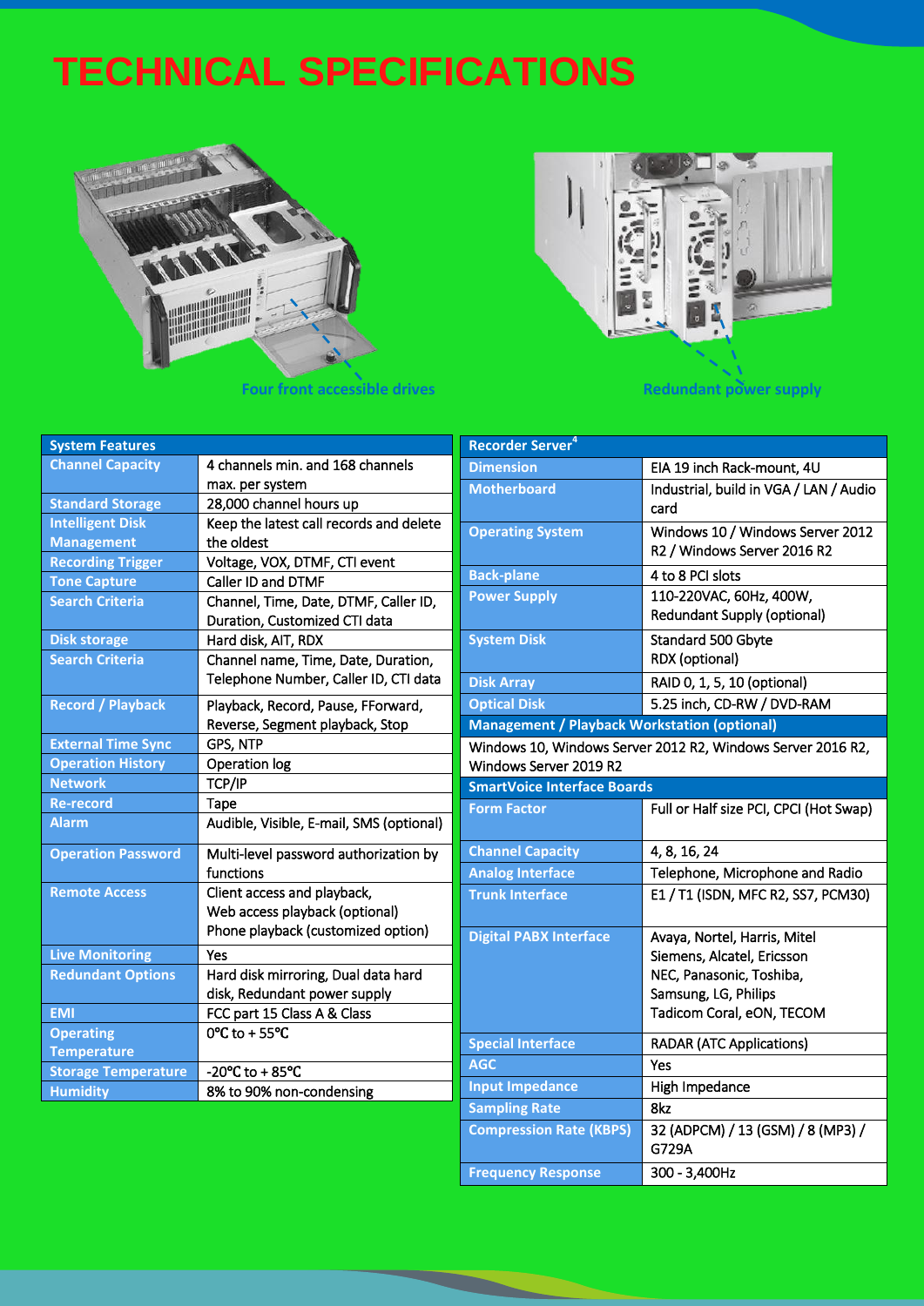# TECHNICAL SPECIFICATIONS

Four front accessible drives

Redundant power supply

| System Features | |
|---|---|
| Channel Capacity | 4 channels min. and 168 channels max. per system |
| Standard Storage | 28,000 channel hours up |
| Intelligent Disk Management | Keep the latest call records and delete the oldest |
| Recording Trigger | Voltage, VOX, DTMF, CTI event |
| Tone Capture | Caller ID and DTMF |
| Search Criteria | Channel, Time, Date, DTMF, Caller ID, Duration, Customized CTI data |
| Disk storage | Hard disk, AIT, RDX |
| Search Criteria | Channel name, Time, Date, Duration, Telephone Number, Caller ID, CTI data |
| Record / Playback | Playback, Record, Pause, FForward, Reverse, Segment playback, Stop |
| External Time Sync | GPS, NTP |
| Operation History | Operation log |
| Network | TCP/IP |
| Re-record | Tape |
| Alarm | Audible, Visible, E-mail, SMS (optional) |
| Operation Password | Multi-level password authorization by functions |
| Remote Access | Client access and playback,<br>Web access playback (optional)<br>Phone playback (customized option) |
| Live Monitoring | Yes |
| Redundant Options | Hard disk mirroring, Dual data hard disk, Redundant power supply |
| EMI | FCC part 15 Class A & Class |
| Operating Temperature | 0°C to + 55°C |
| Storage Temperature | -20°C to + 85°C |
| Humidity | 8% to 90% non-condensing |

| Recorder Server[4] | |
|---|---|
| Dimension | EIA 19 inch Rack-mount, 4U |
| Motherboard | Industrial, build in VGA / LAN / Audio card |
| Operating System | Windows 10 / Windows Server 2012 R2 / Windows Server 2016 R2 |
| Back-plane | 4 to 8 PCI slots |
| Power Supply | 110-220VAC, 60Hz, 400W, Redundant Supply (optional) |
| System Disk | Standard 500 Gbyte<br>RDX (optional) |
| Disk Array | RAID 0, 1, 5, 10 (optional) |
| Optical Disk | 5.25 inch, CD-RW / DVD-RAM |
| **Management / Playback Workstation (optional)** | |
| Windows 10, Windows Server 2012 R2, Windows Server 2016 R2, Windows Server 2019 R2 | |
| **SmartVoice Interface Boards** | |
| Form Factor | Full or Half size PCI, CPCI (Hot Swap) |
| Channel Capacity | 4, 8, 16, 24 |
| Analog Interface | Telephone, Microphone and Radio |
| Trunk Interface | E1 / T1 (ISDN, MFC R2, SS7, PCM30) |
| Digital PABX Interface | Avaya, Nortel, Harris, Mitel<br>Siemens, Alcatel, Ericsson<br>NEC, Panasonic, Toshiba,<br>Samsung, LG, Philips<br>Tadicom Coral, eON, TECOM |
| Special Interface | RADAR (ATC Applications) |
| AGC | Yes |
| Input Impedance | High Impedance |
| Sampling Rate | 8kz |
| Compression Rate (KBPS) | 32 (ADPCM) / 13 (GSM) / 8 (MP3) / G729A |
| Frequency Response | 300 - 3,400Hz |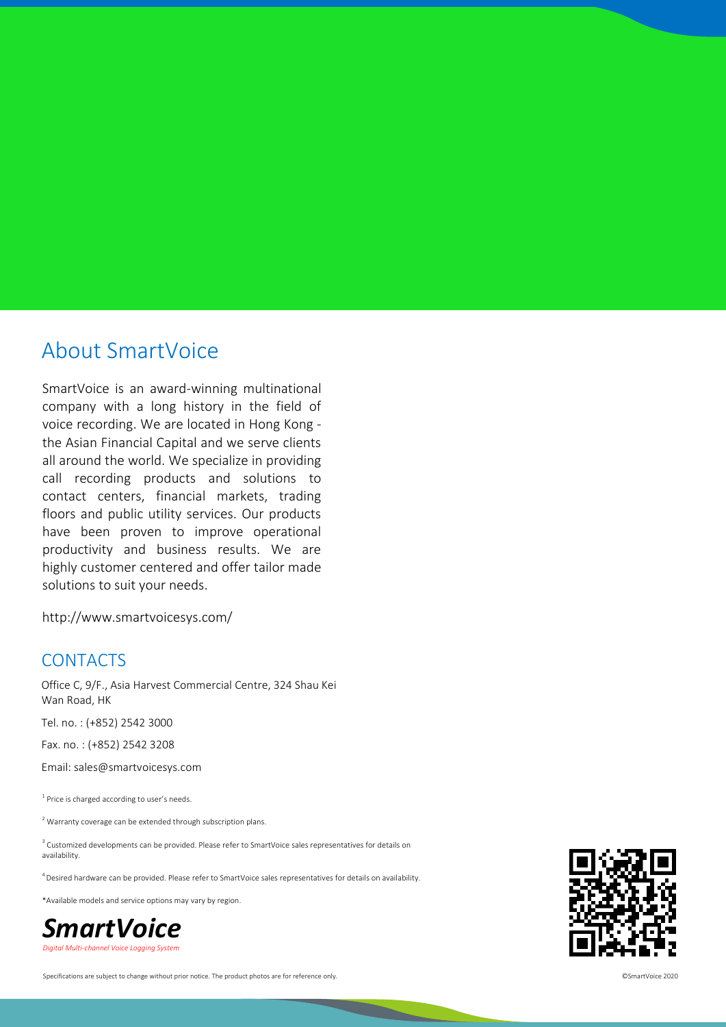## About SmartVoice

SmartVoice is an award-winning multinational company with a long history in the field of voice recording. We are located in Hong Kong - the Asian Financial Capital and we serve clients all around the world. We specialize in providing call recording products and solutions to contact centers, financial markets, trading floors and public utility services. Our products have been proven to improve operational productivity and business results. We are highly customer centered and offer tailor made solutions to suit your needs.

http://www.smartvoicesys.com/

## CONTACTS

Office C, 9/F., Asia Harvest Commercial Centre, 324 Shau Kei Wan Road, HK

Tel. no. : (+852) 2542 3000

Fax. no. : (+852) 2542 3208

Email: sales@smartvoicesys.com

[1] Price is charged according to user's needs.

[2] Warranty coverage can be extended through subscription plans.

[3] Customized developments can be provided. Please refer to SmartVoice sales representatives for details on availability.

[4] Desired hardware can be provided. Please refer to SmartVoice sales representatives for details on availability.

*Available models and service options may vary by region.

***SmartVoice***

*Digital Multi-channel Voice Logging System*

Specifications are subject to change without prior notice. The product photos are for reference only.

©SmartVoice 2020